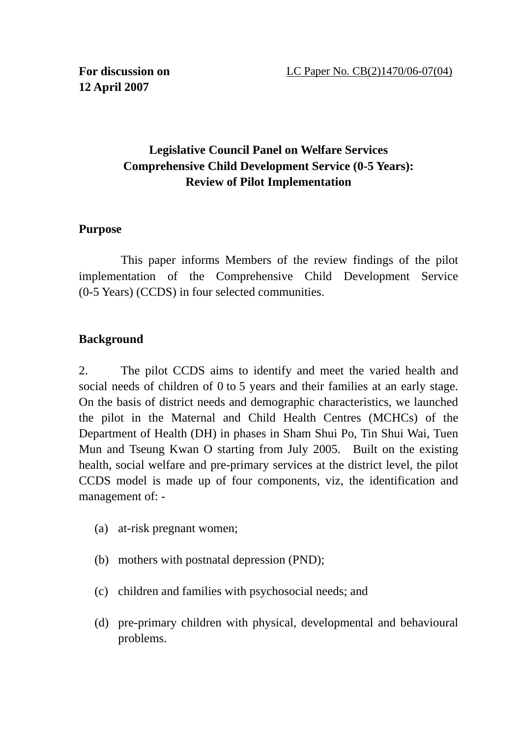**For discussion on**
**12 April 2007**

LC Paper No. CB(2)1470/06-07(04)

# Legislative Council Panel on Welfare Services
# Comprehensive Child Development Service (0-5 Years): Review of Pilot Implementation

## Purpose

This paper informs Members of the review findings of the pilot implementation of the Comprehensive Child Development Service (0-5 Years) (CCDS) in four selected communities.

## Background

2. The pilot CCDS aims to identify and meet the varied health and social needs of children of 0 to 5 years and their families at an early stage. On the basis of district needs and demographic characteristics, we launched the pilot in the Maternal and Child Health Centres (MCHCs) of the Department of Health (DH) in phases in Sham Shui Po, Tin Shui Wai, Tuen Mun and Tseung Kwan O starting from July 2005. Built on the existing health, social welfare and pre-primary services at the district level, the pilot CCDS model is made up of four components, viz, the identification and management of: -

(a) at-risk pregnant women;

(b) mothers with postnatal depression (PND);

(c) children and families with psychosocial needs; and

(d) pre-primary children with physical, developmental and behavioural problems.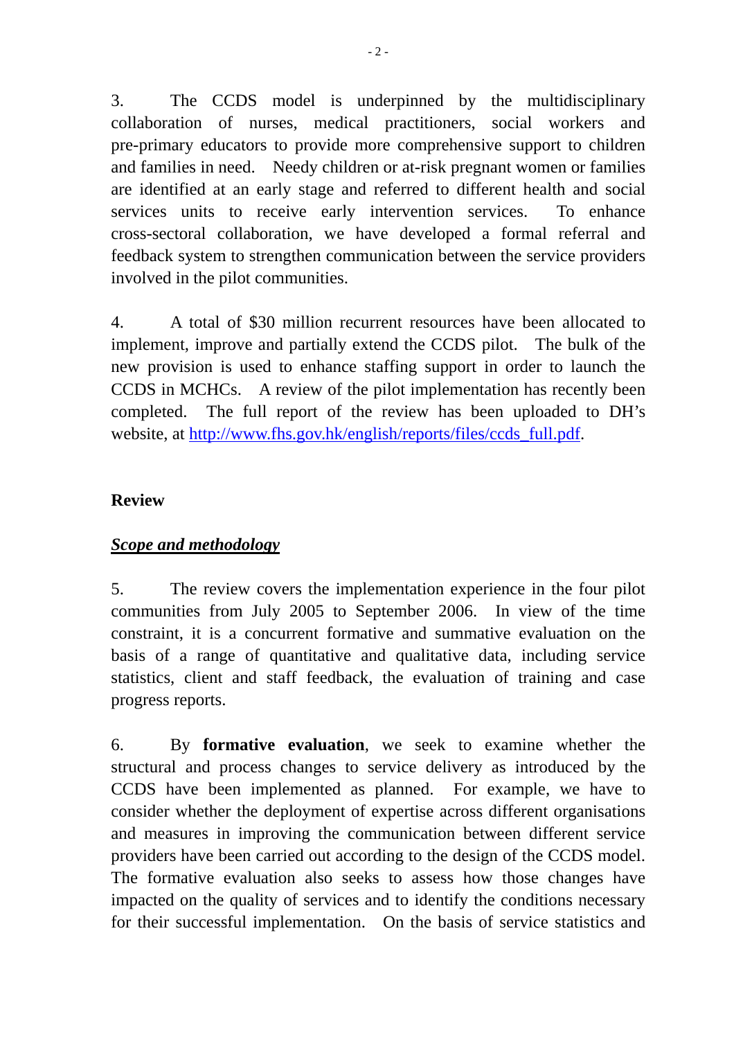3. The CCDS model is underpinned by the multidisciplinary collaboration of nurses, medical practitioners, social workers and pre-primary educators to provide more comprehensive support to children and families in need. Needy children or at-risk pregnant women or families are identified at an early stage and referred to different health and social services units to receive early intervention services. To enhance cross-sectoral collaboration, we have developed a formal referral and feedback system to strengthen communication between the service providers involved in the pilot communities.

4. A total of $30 million recurrent resources have been allocated to implement, improve and partially extend the CCDS pilot. The bulk of the new provision is used to enhance staffing support in order to launch the CCDS in MCHCs. A review of the pilot implementation has recently been completed. The full report of the review has been uploaded to DH's website, at [http://www.fhs.gov.hk/english/reports/files/ccds_full.pdf](http://www.fhs.gov.hk/english/reports/files/ccds_full.pdf).

## Review

### ***Scope and methodology***

5. The review covers the implementation experience in the four pilot communities from July 2005 to September 2006. In view of the time constraint, it is a concurrent formative and summative evaluation on the basis of a range of quantitative and qualitative data, including service statistics, client and staff feedback, the evaluation of training and case progress reports.

6. By **formative evaluation**, we seek to examine whether the structural and process changes to service delivery as introduced by the CCDS have been implemented as planned. For example, we have to consider whether the deployment of expertise across different organisations and measures in improving the communication between different service providers have been carried out according to the design of the CCDS model. The formative evaluation also seeks to assess how those changes have impacted on the quality of services and to identify the conditions necessary for their successful implementation. On the basis of service statistics and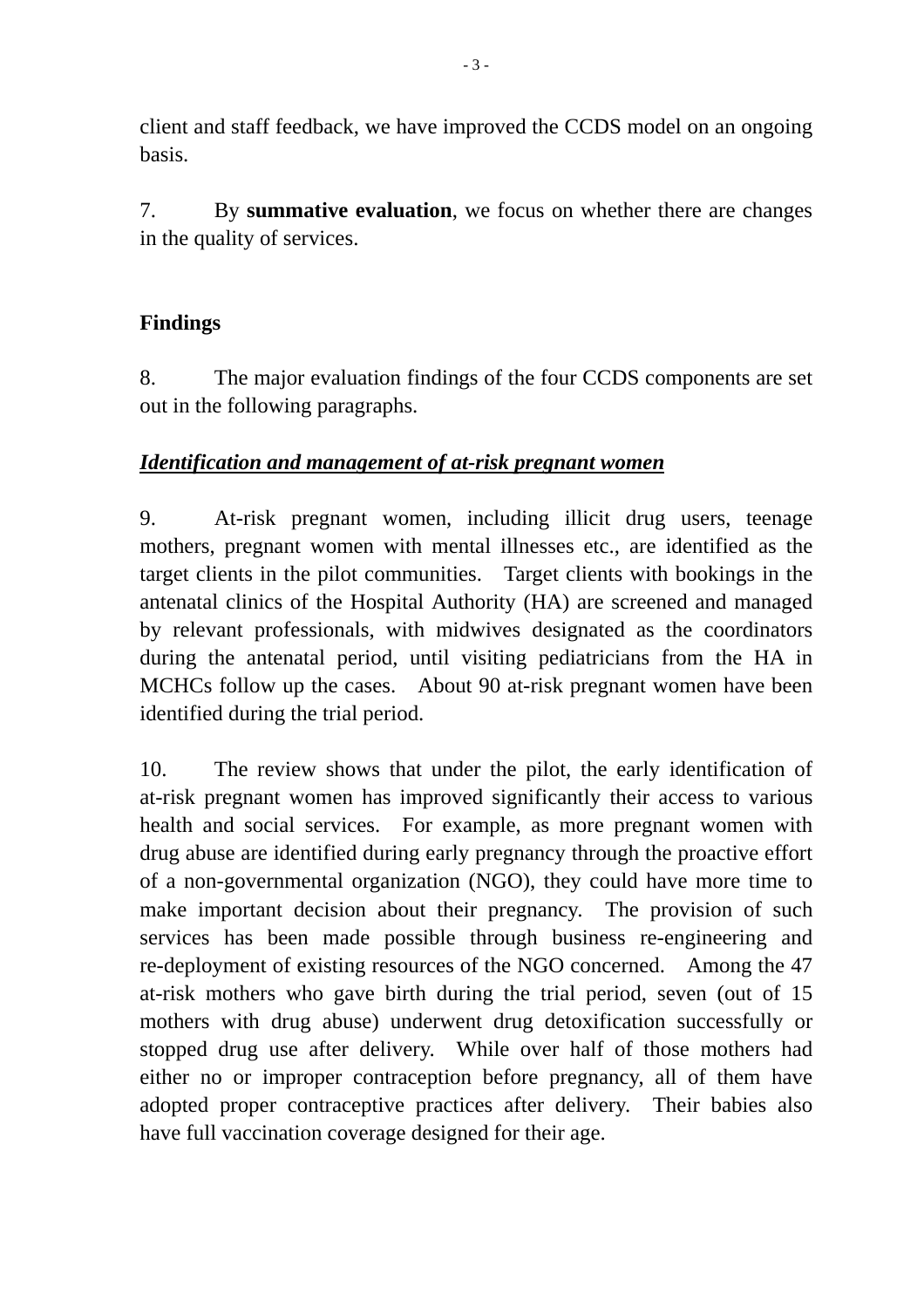client and staff feedback, we have improved the CCDS model on an ongoing basis.

7. By **summative evaluation**, we focus on whether there are changes in the quality of services.

## Findings

8. The major evaluation findings of the four CCDS components are set out in the following paragraphs.

***Identification and management of at-risk pregnant women***

9. At-risk pregnant women, including illicit drug users, teenage mothers, pregnant women with mental illnesses etc., are identified as the target clients in the pilot communities. Target clients with bookings in the antenatal clinics of the Hospital Authority (HA) are screened and managed by relevant professionals, with midwives designated as the coordinators during the antenatal period, until visiting pediatricians from the HA in MCHCs follow up the cases. About 90 at-risk pregnant women have been identified during the trial period.

10. The review shows that under the pilot, the early identification of at-risk pregnant women has improved significantly their access to various health and social services. For example, as more pregnant women with drug abuse are identified during early pregnancy through the proactive effort of a non-governmental organization (NGO), they could have more time to make important decision about their pregnancy. The provision of such services has been made possible through business re-engineering and re-deployment of existing resources of the NGO concerned. Among the 47 at-risk mothers who gave birth during the trial period, seven (out of 15 mothers with drug abuse) underwent drug detoxification successfully or stopped drug use after delivery. While over half of those mothers had either no or improper contraception before pregnancy, all of them have adopted proper contraceptive practices after delivery. Their babies also have full vaccination coverage designed for their age.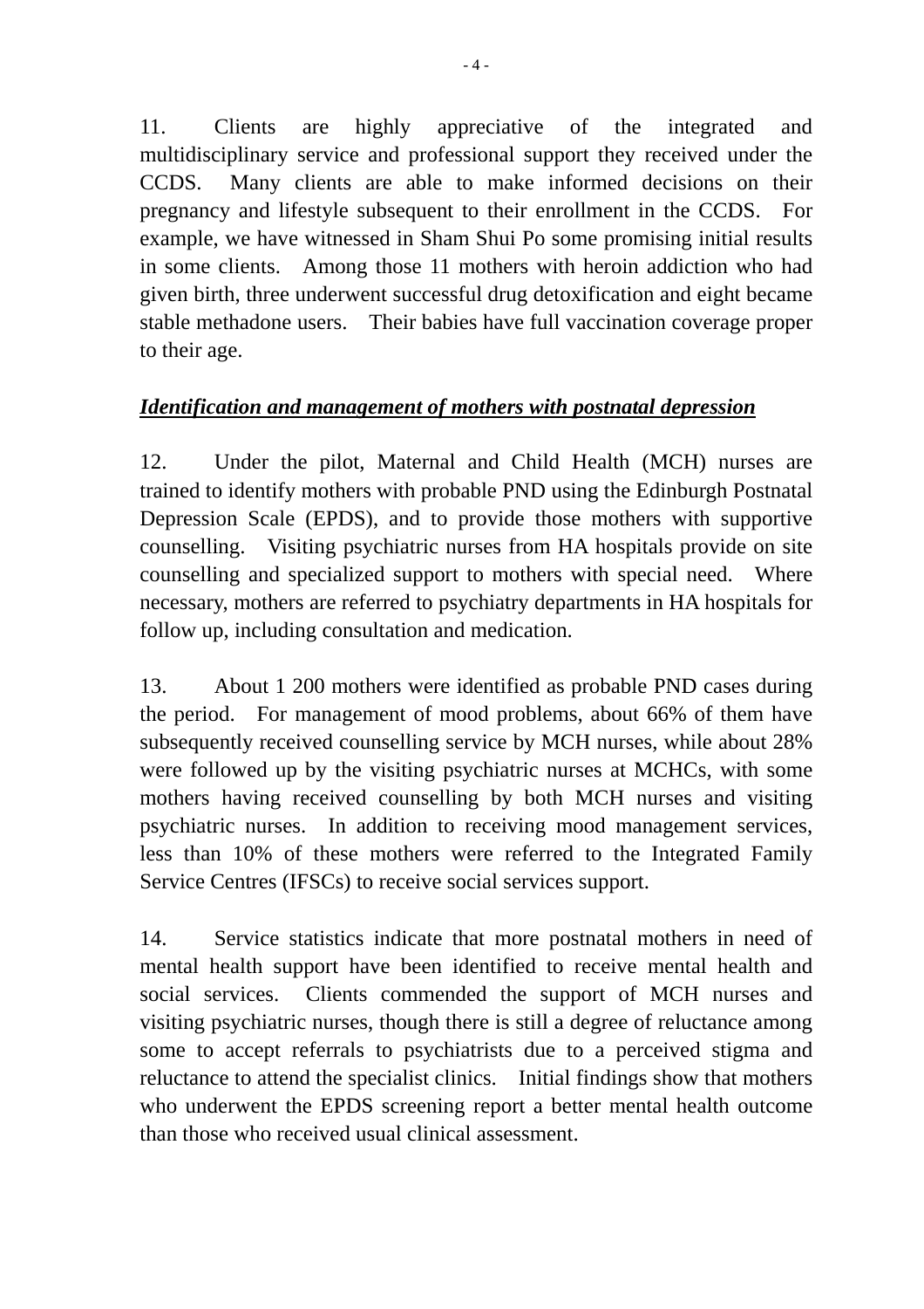11. Clients are highly appreciative of the integrated and multidisciplinary service and professional support they received under the CCDS. Many clients are able to make informed decisions on their pregnancy and lifestyle subsequent to their enrollment in the CCDS. For example, we have witnessed in Sham Shui Po some promising initial results in some clients. Among those 11 mothers with heroin addiction who had given birth, three underwent successful drug detoxification and eight became stable methadone users. Their babies have full vaccination coverage proper to their age.

***Identification and management of mothers with postnatal depression***

12. Under the pilot, Maternal and Child Health (MCH) nurses are trained to identify mothers with probable PND using the Edinburgh Postnatal Depression Scale (EPDS), and to provide those mothers with supportive counselling. Visiting psychiatric nurses from HA hospitals provide on site counselling and specialized support to mothers with special need. Where necessary, mothers are referred to psychiatry departments in HA hospitals for follow up, including consultation and medication.

13. About 1 200 mothers were identified as probable PND cases during the period. For management of mood problems, about 66% of them have subsequently received counselling service by MCH nurses, while about 28% were followed up by the visiting psychiatric nurses at MCHCs, with some mothers having received counselling by both MCH nurses and visiting psychiatric nurses. In addition to receiving mood management services, less than 10% of these mothers were referred to the Integrated Family Service Centres (IFSCs) to receive social services support.

14. Service statistics indicate that more postnatal mothers in need of mental health support have been identified to receive mental health and social services. Clients commended the support of MCH nurses and visiting psychiatric nurses, though there is still a degree of reluctance among some to accept referrals to psychiatrists due to a perceived stigma and reluctance to attend the specialist clinics. Initial findings show that mothers who underwent the EPDS screening report a better mental health outcome than those who received usual clinical assessment.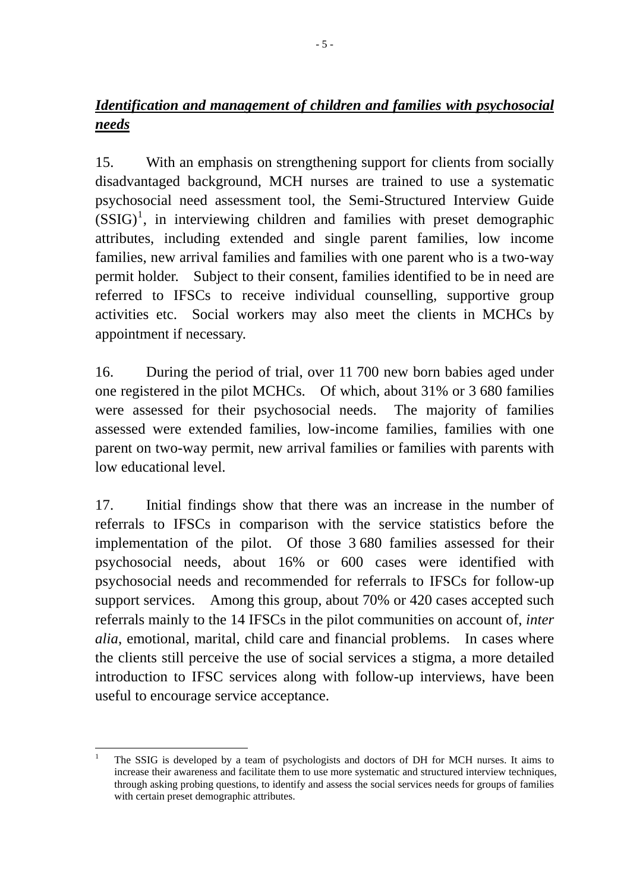***<u>Identification and management of children and families with psychosocial needs</u>***

15. With an emphasis on strengthening support for clients from socially disadvantaged background, MCH nurses are trained to use a systematic psychosocial need assessment tool, the Semi-Structured Interview Guide (SSIG)[1], in interviewing children and families with preset demographic attributes, including extended and single parent families, low income families, new arrival families and families with one parent who is a two-way permit holder. Subject to their consent, families identified to be in need are referred to IFSCs to receive individual counselling, supportive group activities etc. Social workers may also meet the clients in MCHCs by appointment if necessary.

16. During the period of trial, over 11 700 new born babies aged under one registered in the pilot MCHCs. Of which, about 31% or 3 680 families were assessed for their psychosocial needs. The majority of families assessed were extended families, low-income families, families with one parent on two-way permit, new arrival families or families with parents with low educational level.

17. Initial findings show that there was an increase in the number of referrals to IFSCs in comparison with the service statistics before the implementation of the pilot. Of those 3 680 families assessed for their psychosocial needs, about 16% or 600 cases were identified with psychosocial needs and recommended for referrals to IFSCs for follow-up support services. Among this group, about 70% or 420 cases accepted such referrals mainly to the 14 IFSCs in the pilot communities on account of, *inter alia*, emotional, marital, child care and financial problems. In cases where the clients still perceive the use of social services a stigma, a more detailed introduction to IFSC services along with follow-up interviews, have been useful to encourage service acceptance.

---

[1] The SSIG is developed by a team of psychologists and doctors of DH for MCH nurses. It aims to increase their awareness and facilitate them to use more systematic and structured interview techniques, through asking probing questions, to identify and assess the social services needs for groups of families with certain preset demographic attributes.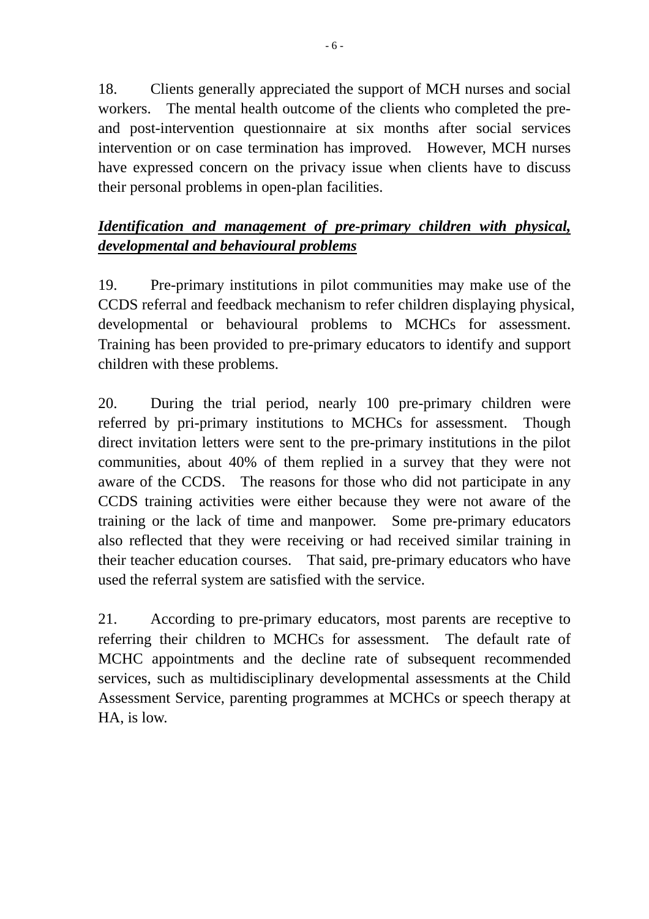18. Clients generally appreciated the support of MCH nurses and social workers. The mental health outcome of the clients who completed the pre- and post-intervention questionnaire at six months after social services intervention or on case termination has improved. However, MCH nurses have expressed concern on the privacy issue when clients have to discuss their personal problems in open-plan facilities.

***Identification and management of pre-primary children with physical, developmental and behavioural problems***

19. Pre-primary institutions in pilot communities may make use of the CCDS referral and feedback mechanism to refer children displaying physical, developmental or behavioural problems to MCHCs for assessment. Training has been provided to pre-primary educators to identify and support children with these problems.

20. During the trial period, nearly 100 pre-primary children were referred by pri-primary institutions to MCHCs for assessment. Though direct invitation letters were sent to the pre-primary institutions in the pilot communities, about 40% of them replied in a survey that they were not aware of the CCDS. The reasons for those who did not participate in any CCDS training activities were either because they were not aware of the training or the lack of time and manpower. Some pre-primary educators also reflected that they were receiving or had received similar training in their teacher education courses. That said, pre-primary educators who have used the referral system are satisfied with the service.

21. According to pre-primary educators, most parents are receptive to referring their children to MCHCs for assessment. The default rate of MCHC appointments and the decline rate of subsequent recommended services, such as multidisciplinary developmental assessments at the Child Assessment Service, parenting programmes at MCHCs or speech therapy at HA, is low.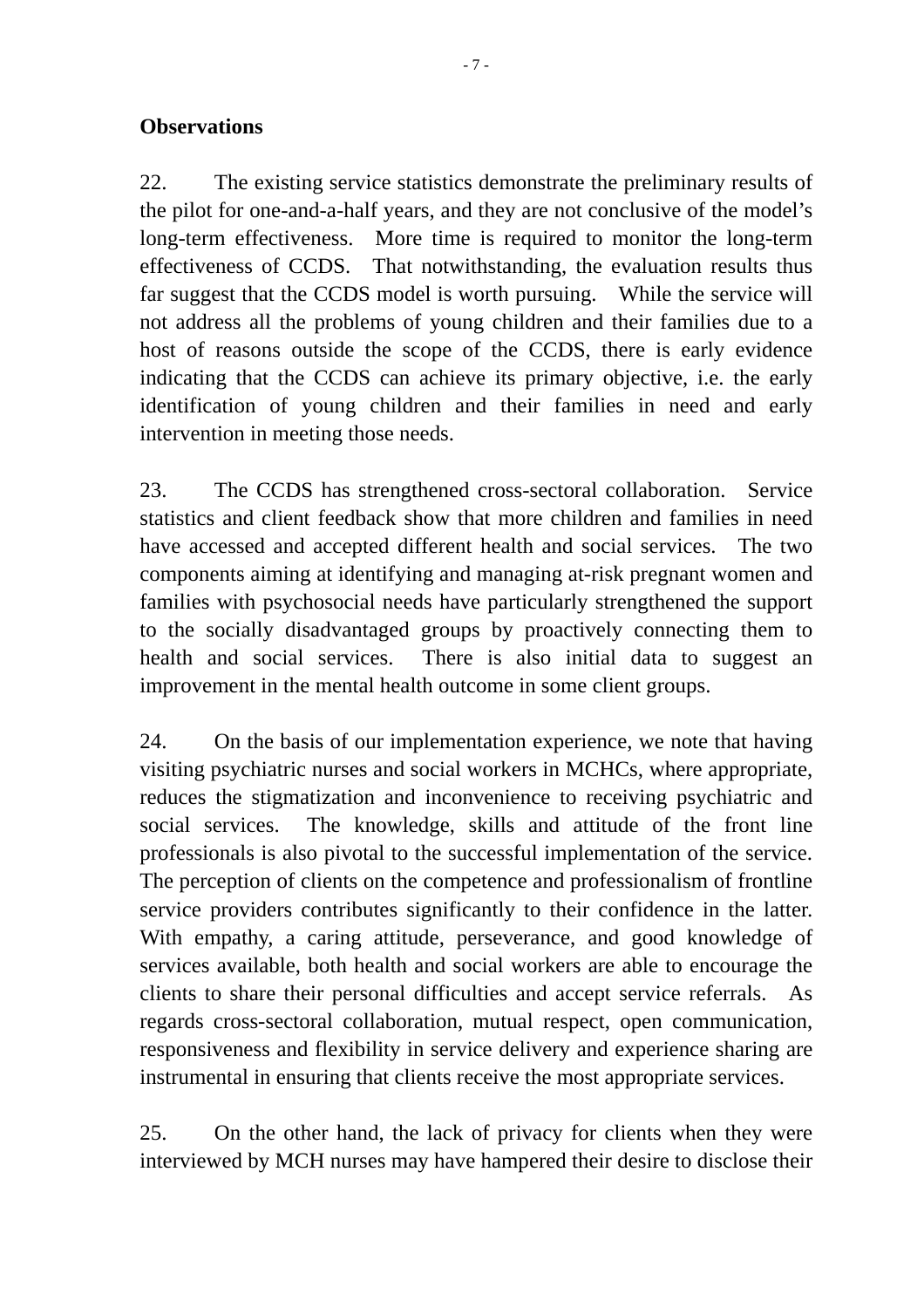**Observations**

22. The existing service statistics demonstrate the preliminary results of the pilot for one-and-a-half years, and they are not conclusive of the model's long-term effectiveness. More time is required to monitor the long-term effectiveness of CCDS. That notwithstanding, the evaluation results thus far suggest that the CCDS model is worth pursuing. While the service will not address all the problems of young children and their families due to a host of reasons outside the scope of the CCDS, there is early evidence indicating that the CCDS can achieve its primary objective, i.e. the early identification of young children and their families in need and early intervention in meeting those needs.

23. The CCDS has strengthened cross-sectoral collaboration. Service statistics and client feedback show that more children and families in need have accessed and accepted different health and social services. The two components aiming at identifying and managing at-risk pregnant women and families with psychosocial needs have particularly strengthened the support to the socially disadvantaged groups by proactively connecting them to health and social services. There is also initial data to suggest an improvement in the mental health outcome in some client groups.

24. On the basis of our implementation experience, we note that having visiting psychiatric nurses and social workers in MCHCs, where appropriate, reduces the stigmatization and inconvenience to receiving psychiatric and social services. The knowledge, skills and attitude of the front line professionals is also pivotal to the successful implementation of the service. The perception of clients on the competence and professionalism of frontline service providers contributes significantly to their confidence in the latter. With empathy, a caring attitude, perseverance, and good knowledge of services available, both health and social workers are able to encourage the clients to share their personal difficulties and accept service referrals. As regards cross-sectoral collaboration, mutual respect, open communication, responsiveness and flexibility in service delivery and experience sharing are instrumental in ensuring that clients receive the most appropriate services.

25. On the other hand, the lack of privacy for clients when they were interviewed by MCH nurses may have hampered their desire to disclose their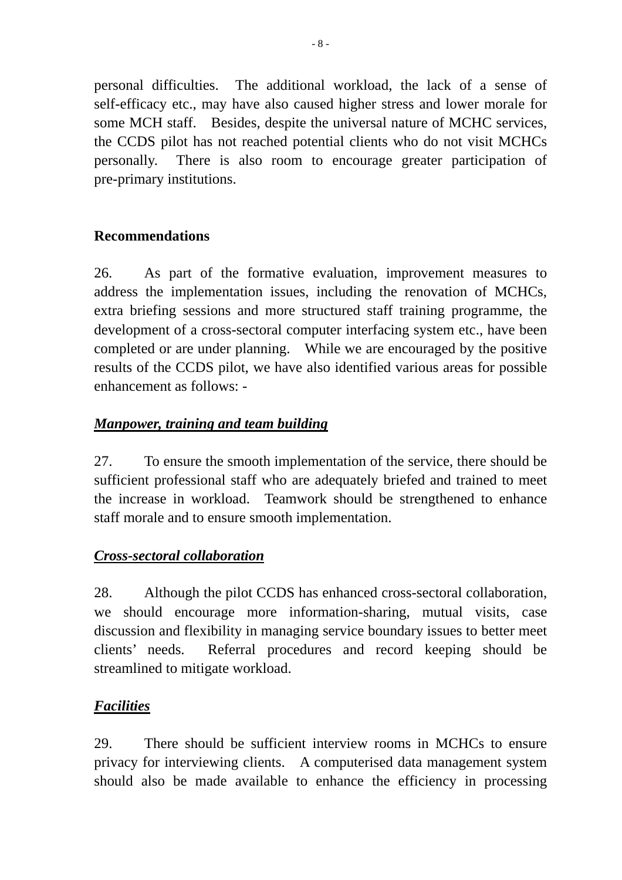personal difficulties. The additional workload, the lack of a sense of self-efficacy etc., may have also caused higher stress and lower morale for some MCH staff. Besides, despite the universal nature of MCHC services, the CCDS pilot has not reached potential clients who do not visit MCHCs personally. There is also room to encourage greater participation of pre-primary institutions.

## Recommendations

26. As part of the formative evaluation, improvement measures to address the implementation issues, including the renovation of MCHCs, extra briefing sessions and more structured staff training programme, the development of a cross-sectoral computer interfacing system etc., have been completed or are under planning. While we are encouraged by the positive results of the CCDS pilot, we have also identified various areas for possible enhancement as follows: -

### ***Manpower, training and team building***

27. To ensure the smooth implementation of the service, there should be sufficient professional staff who are adequately briefed and trained to meet the increase in workload. Teamwork should be strengthened to enhance staff morale and to ensure smooth implementation.

### ***Cross-sectoral collaboration***

28. Although the pilot CCDS has enhanced cross-sectoral collaboration, we should encourage more information-sharing, mutual visits, case discussion and flexibility in managing service boundary issues to better meet clients' needs. Referral procedures and record keeping should be streamlined to mitigate workload.

### ***Facilities***

29. There should be sufficient interview rooms in MCHCs to ensure privacy for interviewing clients. A computerised data management system should also be made available to enhance the efficiency in processing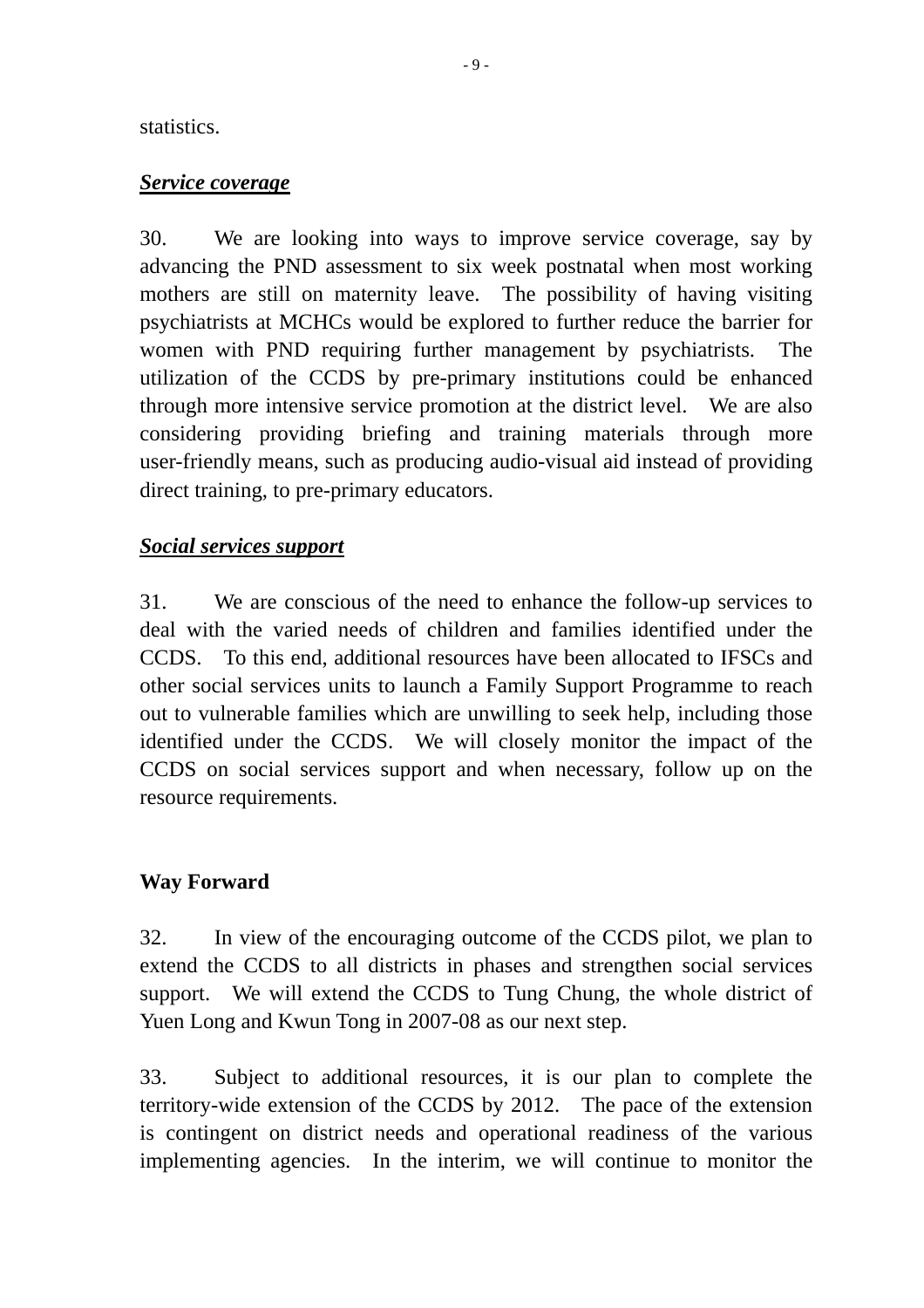statistics.

***Service coverage***

30. We are looking into ways to improve service coverage, say by advancing the PND assessment to six week postnatal when most working mothers are still on maternity leave. The possibility of having visiting psychiatrists at MCHCs would be explored to further reduce the barrier for women with PND requiring further management by psychiatrists. The utilization of the CCDS by pre-primary institutions could be enhanced through more intensive service promotion at the district level. We are also considering providing briefing and training materials through more user-friendly means, such as producing audio-visual aid instead of providing direct training, to pre-primary educators.

***Social services support***

31. We are conscious of the need to enhance the follow-up services to deal with the varied needs of children and families identified under the CCDS. To this end, additional resources have been allocated to IFSCs and other social services units to launch a Family Support Programme to reach out to vulnerable families which are unwilling to seek help, including those identified under the CCDS. We will closely monitor the impact of the CCDS on social services support and when necessary, follow up on the resource requirements.

## Way Forward

32. In view of the encouraging outcome of the CCDS pilot, we plan to extend the CCDS to all districts in phases and strengthen social services support. We will extend the CCDS to Tung Chung, the whole district of Yuen Long and Kwun Tong in 2007-08 as our next step.

33. Subject to additional resources, it is our plan to complete the territory-wide extension of the CCDS by 2012. The pace of the extension is contingent on district needs and operational readiness of the various implementing agencies. In the interim, we will continue to monitor the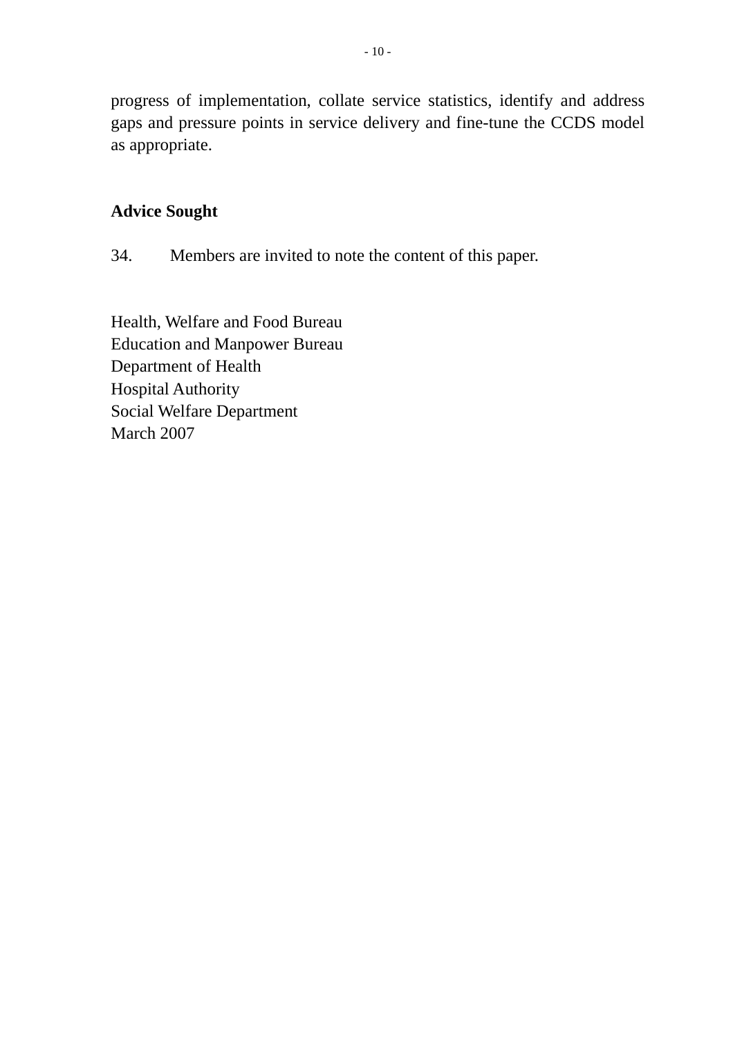progress of implementation, collate service statistics, identify and address gaps and pressure points in service delivery and fine-tune the CCDS model as appropriate.

**Advice Sought**

34. Members are invited to note the content of this paper.

Health, Welfare and Food Bureau
Education and Manpower Bureau
Department of Health
Hospital Authority
Social Welfare Department
March 2007